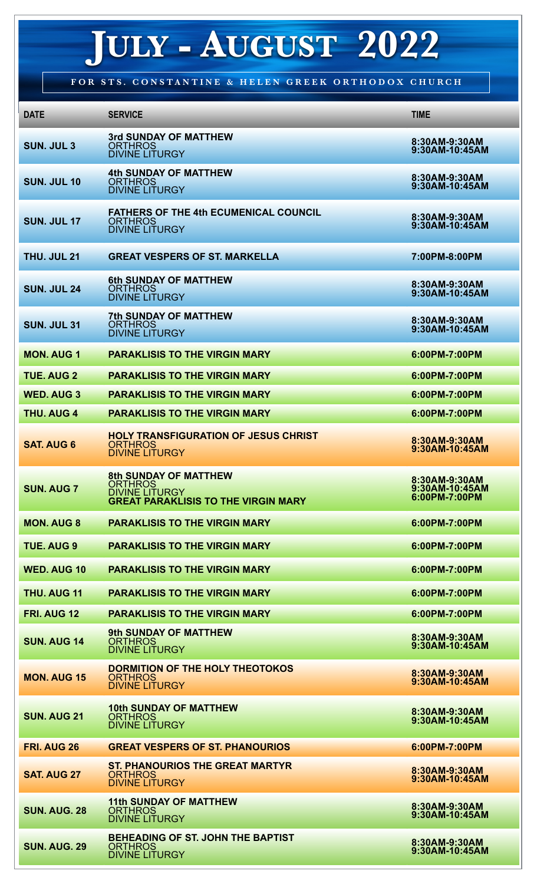# July - August 2022

**FOR STS. CONSTANTINE & HELEN GREEK ORTHODOX CHURCH**

| DATE | SERVICE | TIME |
|---|---|---|
| SUN. JUL 3 | **3rd SUNDAY OF MATTHEW**<br>ORTHROS<br>DIVINE LITURGY | 8:30AM-9:30AM<br>9:30AM-10:45AM |
| SUN. JUL 10 | **4th SUNDAY OF MATTHEW**<br>ORTHROS<br>DIVINE LITURGY | 8:30AM-9:30AM<br>9:30AM-10:45AM |
| SUN. JUL 17 | **FATHERS OF THE 4th ECUMENICAL COUNCIL**<br>ORTHROS<br>DIVINE LITURGY | 8:30AM-9:30AM<br>9:30AM-10:45AM |
| THU. JUL 21 | **GREAT VESPERS OF ST. MARKELLA** | 7:00PM-8:00PM |
| SUN. JUL 24 | **6th SUNDAY OF MATTHEW**<br>ORTHROS<br>DIVINE LITURGY | 8:30AM-9:30AM<br>9:30AM-10:45AM |
| SUN. JUL 31 | **7th SUNDAY OF MATTHEW**<br>ORTHROS<br>DIVINE LITURGY | 8:30AM-9:30AM<br>9:30AM-10:45AM |
| MON. AUG 1 | **PARAKLISIS TO THE VIRGIN MARY** | 6:00PM-7:00PM |
| TUE. AUG 2 | **PARAKLISIS TO THE VIRGIN MARY** | 6:00PM-7:00PM |
| WED. AUG 3 | **PARAKLISIS TO THE VIRGIN MARY** | 6:00PM-7:00PM |
| THU. AUG 4 | **PARAKLISIS TO THE VIRGIN MARY** | 6:00PM-7:00PM |
| SAT. AUG 6 | **HOLY TRANSFIGURATION OF JESUS CHRIST**<br>ORTHROS<br>DIVINE LITURGY | 8:30AM-9:30AM<br>9:30AM-10:45AM |
| SUN. AUG 7 | **8th SUNDAY OF MATTHEW**<br>ORTHROS<br>DIVINE LITURGY<br>**GREAT PARAKLISIS TO THE VIRGIN MARY** | 8:30AM-9:30AM<br>9:30AM-10:45AM<br>6:00PM-7:00PM |
| MON. AUG 8 | **PARAKLISIS TO THE VIRGIN MARY** | 6:00PM-7:00PM |
| TUE. AUG 9 | **PARAKLISIS TO THE VIRGIN MARY** | 6:00PM-7:00PM |
| WED. AUG 10 | **PARAKLISIS TO THE VIRGIN MARY** | 6:00PM-7:00PM |
| THU. AUG 11 | **PARAKLISIS TO THE VIRGIN MARY** | 6:00PM-7:00PM |
| FRI. AUG 12 | **PARAKLISIS TO THE VIRGIN MARY** | 6:00PM-7:00PM |
| SUN. AUG 14 | **9th SUNDAY OF MATTHEW**<br>ORTHROS<br>DIVINE LITURGY | 8:30AM-9:30AM<br>9:30AM-10:45AM |
| MON. AUG 15 | **DORMITION OF THE HOLY THEOTOKOS**<br>ORTHROS<br>DIVINE LITURGY | 8:30AM-9:30AM<br>9:30AM-10:45AM |
| SUN. AUG 21 | **10th SUNDAY OF MATTHEW**<br>ORTHROS<br>DIVINE LITURGY | 8:30AM-9:30AM<br>9:30AM-10:45AM |
| FRI. AUG 26 | **GREAT VESPERS OF ST. PHANOURIOS** | 6:00PM-7:00PM |
| SAT. AUG 27 | **ST. PHANOURIOS THE GREAT MARTYR**<br>ORTHROS<br>DIVINE LITURGY | 8:30AM-9:30AM<br>9:30AM-10:45AM |
| SUN. AUG. 28 | **11th SUNDAY OF MATTHEW**<br>ORTHROS<br>DIVINE LITURGY | 8:30AM-9:30AM<br>9:30AM-10:45AM |
| SUN. AUG. 29 | **BEHEADING OF ST. JOHN THE BAPTIST**<br>ORTHROS<br>DIVINE LITURGY | 8:30AM-9:30AM<br>9:30AM-10:45AM |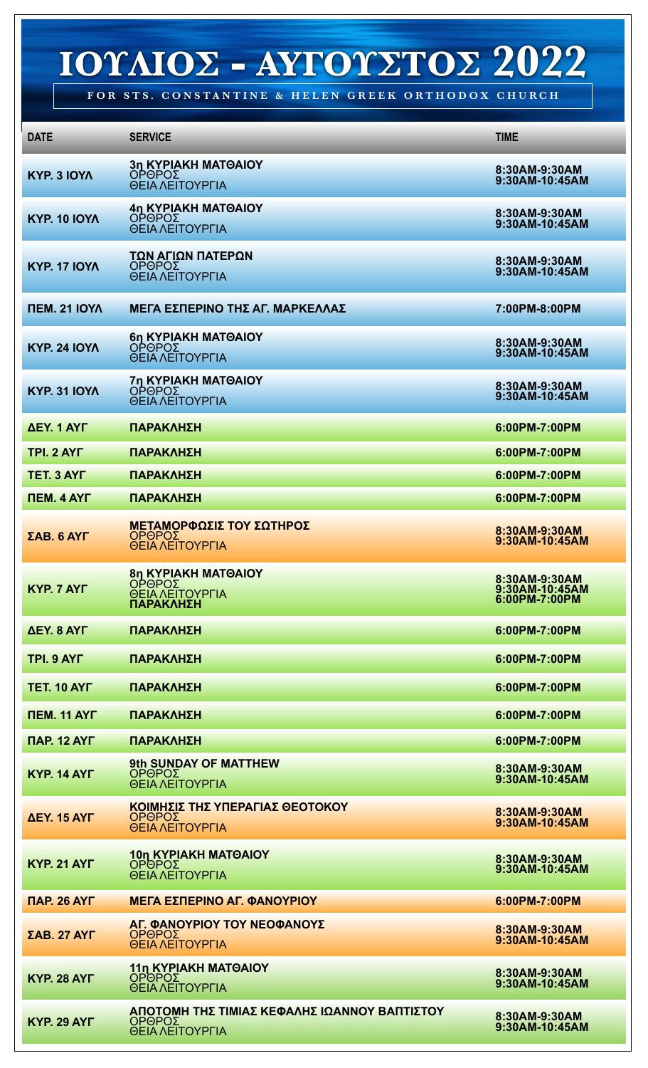# ΙΟΥΛΙΟΣ - ΑΥΓΟΥΣΤΟΣ 2022

FOR STS. CONSTANTINE & HELEN GREEK ORTHODOX CHURCH

| DATE | SERVICE | TIME |
|---|---|---|
| ΚΥΡ. 3 ΙΟΥΛ | **3η ΚΥΡΙΑΚΗ ΜΑΤΘΑΙΟΥ**<br>ΟΡΘΡΟΣ<br>ΘΕΙΑ ΛΕΙΤΟΥΡΓΙΑ | 8:30AM-9:30AM<br>9:30AM-10:45AM |
| ΚΥΡ. 10 ΙΟΥΛ | **4η ΚΥΡΙΑΚΗ ΜΑΤΘΑΙΟΥ**<br>ΟΡΘΡΟΣ<br>ΘΕΙΑ ΛΕΙΤΟΥΡΓΙΑ | 8:30AM-9:30AM<br>9:30AM-10:45AM |
| ΚΥΡ. 17 ΙΟΥΛ | **ΤΩΝ ΑΓΙΩΝ ΠΑΤΕΡΩΝ**<br>ΟΡΘΡΟΣ<br>ΘΕΙΑ ΛΕΙΤΟΥΡΓΙΑ | 8:30AM-9:30AM<br>9:30AM-10:45AM |
| ΠΕΜ. 21 ΙΟΥΛ | **ΜΕΓΑ ΕΣΠΕΡΙΝΟ ΤΗΣ ΑΓ. ΜΑΡΚΕΛΛΑΣ** | 7:00PM-8:00PM |
| ΚΥΡ. 24 ΙΟΥΛ | **6η ΚΥΡΙΑΚΗ ΜΑΤΘΑΙΟΥ**<br>ΟΡΘΡΟΣ<br>ΘΕΙΑ ΛΕΙΤΟΥΡΓΙΑ | 8:30AM-9:30AM<br>9:30AM-10:45AM |
| ΚΥΡ. 31 ΙΟΥΛ | **7η ΚΥΡΙΑΚΗ ΜΑΤΘΑΙΟΥ**<br>ΟΡΘΡΟΣ<br>ΘΕΙΑ ΛΕΙΤΟΥΡΓΙΑ | 8:30AM-9:30AM<br>9:30AM-10:45AM |
| ΔΕΥ. 1 ΑΥΓ | **ΠΑΡΑΚΛΗΣΗ** | 6:00PM-7:00PM |
| ΤΡΙ. 2 ΑΥΓ | **ΠΑΡΑΚΛΗΣΗ** | 6:00PM-7:00PM |
| ΤΕΤ. 3 ΑΥΓ | **ΠΑΡΑΚΛΗΣΗ** | 6:00PM-7:00PM |
| ΠΕΜ. 4 ΑΥΓ | **ΠΑΡΑΚΛΗΣΗ** | 6:00PM-7:00PM |
| ΣΑΒ. 6 ΑΥΓ | **ΜΕΤΑΜΟΡΦΩΣΙΣ ΤΟΥ ΣΩΤΗΡΟΣ**<br>ΟΡΘΡΟΣ<br>ΘΕΙΑ ΛΕΙΤΟΥΡΓΙΑ | 8:30AM-9:30AM<br>9:30AM-10:45AM |
| ΚΥΡ. 7 ΑΥΓ | **8η ΚΥΡΙΑΚΗ ΜΑΤΘΑΙΟΥ**<br>ΟΡΘΡΟΣ<br>ΘΕΙΑ ΛΕΙΤΟΥΡΓΙΑ<br>**ΠΑΡΑΚΛΗΣΗ** | 8:30AM-9:30AM<br>9:30AM-10:45AM<br>6:00PM-7:00PM |
| ΔΕΥ. 8 ΑΥΓ | **ΠΑΡΑΚΛΗΣΗ** | 6:00PM-7:00PM |
| ΤΡΙ. 9 ΑΥΓ | **ΠΑΡΑΚΛΗΣΗ** | 6:00PM-7:00PM |
| ΤΕΤ. 10 ΑΥΓ | **ΠΑΡΑΚΛΗΣΗ** | 6:00PM-7:00PM |
| ΠΕΜ. 11 ΑΥΓ | **ΠΑΡΑΚΛΗΣΗ** | 6:00PM-7:00PM |
| ΠΑΡ. 12 ΑΥΓ | **ΠΑΡΑΚΛΗΣΗ** | 6:00PM-7:00PM |
| ΚΥΡ. 14 ΑΥΓ | **9th SUNDAY OF MATTHEW**<br>ΟΡΘΡΟΣ<br>ΘΕΙΑ ΛΕΙΤΟΥΡΓΙΑ | 8:30AM-9:30AM<br>9:30AM-10:45AM |
| ΔΕΥ. 15 ΑΥΓ | **ΚΟΙΜΗΣΙΣ ΤΗΣ ΥΠΕΡΑΓΙΑΣ ΘΕΟΤΟΚΟΥ**<br>ΟΡΘΡΟΣ<br>ΘΕΙΑ ΛΕΙΤΟΥΡΓΙΑ | 8:30AM-9:30AM<br>9:30AM-10:45AM |
| ΚΥΡ. 21 ΑΥΓ | **10η ΚΥΡΙΑΚΗ ΜΑΤΘΑΙΟΥ**<br>ΟΡΘΡΟΣ<br>ΘΕΙΑ ΛΕΙΤΟΥΡΓΙΑ | 8:30AM-9:30AM<br>9:30AM-10:45AM |
| ΠΑΡ. 26 ΑΥΓ | **ΜΕΓΑ ΕΣΠΕΡΙΝΟ ΑΓ. ΦΑΝΟΥΡΙΟΥ** | 6:00PM-7:00PM |
| ΣΑΒ. 27 ΑΥΓ | **ΑΓ. ΦΑΝΟΥΡΙΟΥ ΤΟΥ ΝΕΟΦΑΝΟΥΣ**<br>ΟΡΘΡΟΣ<br>ΘΕΙΑ ΛΕΙΤΟΥΡΓΙΑ | 8:30AM-9:30AM<br>9:30AM-10:45AM |
| ΚΥΡ. 28 ΑΥΓ | **11η ΚΥΡΙΑΚΗ ΜΑΤΘΑΙΟΥ**<br>ΟΡΘΡΟΣ<br>ΘΕΙΑ ΛΕΙΤΟΥΡΓΙΑ | 8:30AM-9:30AM<br>9:30AM-10:45AM |
| ΚΥΡ. 29 ΑΥΓ | **ΑΠΟΤΟΜΗ ΤΗΣ ΤΙΜΙΑΣ ΚΕΦΑΛΗΣ ΙΩΑΝΝΟΥ ΒΑΠΤΙΣΤΟΥ**<br>ΟΡΘΡΟΣ<br>ΘΕΙΑ ΛΕΙΤΟΥΡΓΙΑ | 8:30AM-9:30AM<br>9:30AM-10:45AM |